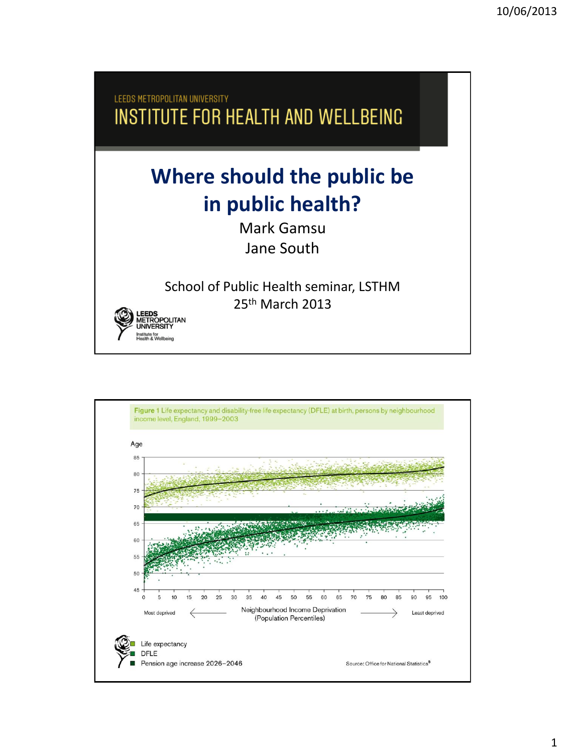LEEDS METROPOLITAN UNIVERSITY

INSTITUTE FOR HEALTH AND WELLBEING

# Where should the public be in public health?

Mark Gamsu

Jane South

School of Public Health seminar, LSTHM

25th March 2013

---

**Figure 1** Life expectancy and disability-free life expectancy (DFLE) at birth, persons by neighbourhood income level, England, 1999–2003

Age

85
80
75
70
65
60
55
50
45

0 5 10 15 20 25 30 35 40 45 50 55 60 65 70 75 80 85 90 95 100

Most deprived ← Neighbourhood Income Deprivation (Population Percentiles) → Least deprived

- Life expectancy
- DFLE
- Pension age increase 2026–2046

Source: Office for National Statistics[5]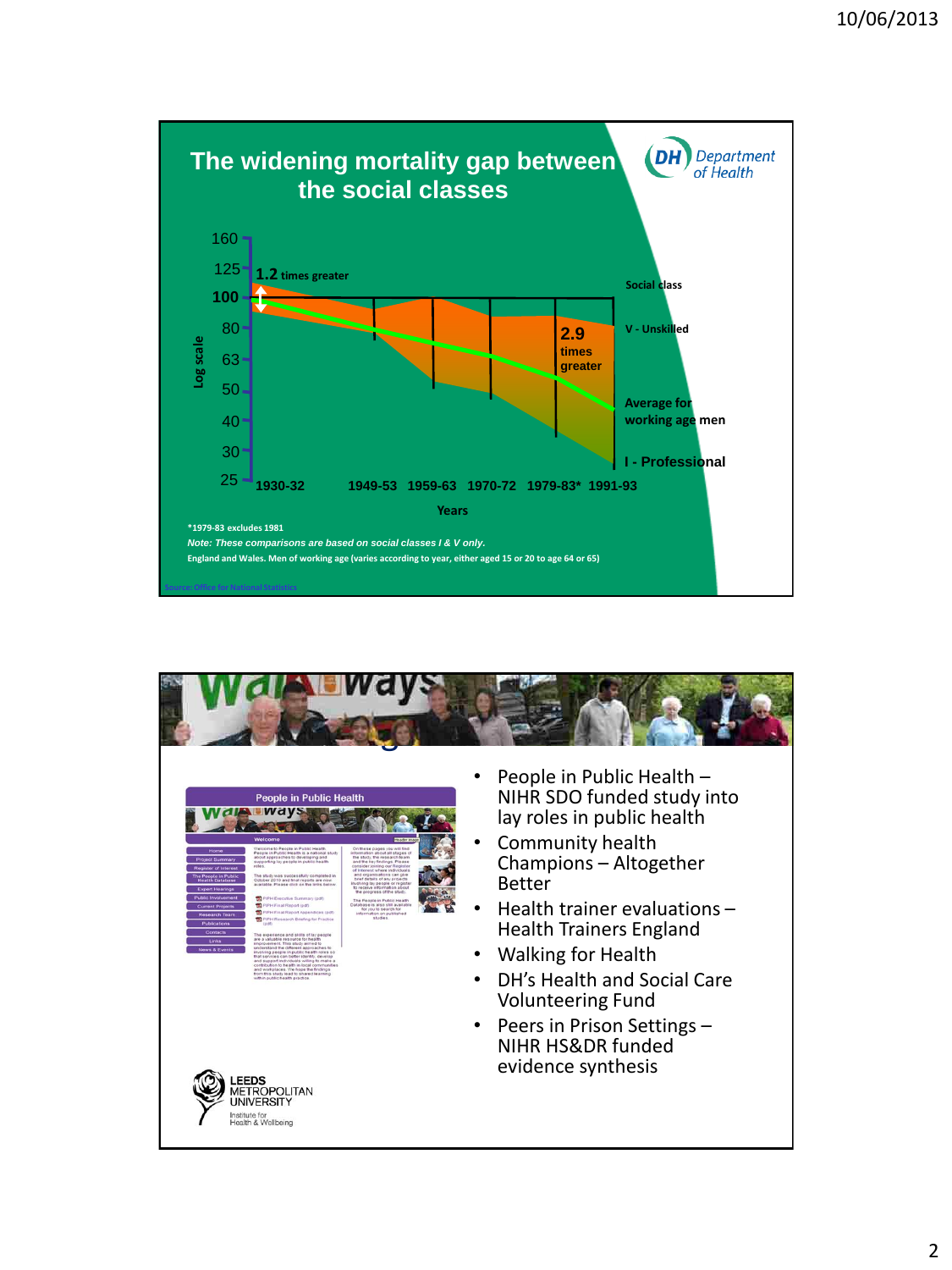## The widening mortality gap between the social classes

Department of Health

Log scale: 160, 125, 100, 80, 63, 50, 40, 30, 25

1.2 times greater

2.9 times greater

Social class

V - Unskilled

Average for working age men

I - Professional

1930-32 1949-53 1959-63 1970-72 1979-83* 1991-93

Years

*1979-83 excludes 1981

*Note: These comparisons are based on social classes I & V only.*

England and Wales. Men of working age (varies according to year, either aged 15 or 20 to age 64 or 65)

Source: Office for National Statistics

---

- People in Public Health – NIHR SDO funded study into lay roles in public health
- Community health Champions – Altogether Better
- Health trainer evaluations – Health Trainers England
- Walking for Health
- DH's Health and Social Care Volunteering Fund
- Peers in Prison Settings – NIHR HS&DR funded evidence synthesis

LEEDS METROPOLITAN UNIVERSITY
Institute for Health & Wellbeing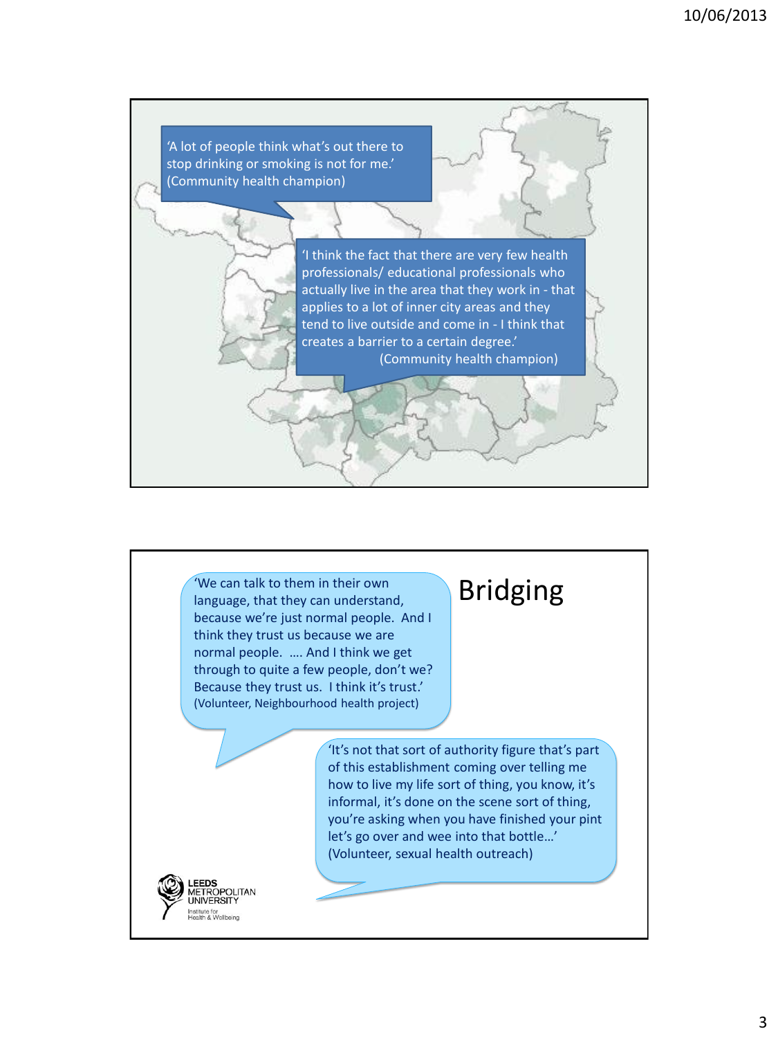'A lot of people think what's out there to stop drinking or smoking is not for me.' (Community health champion)

'I think the fact that there are very few health professionals/ educational professionals who actually live in the area that they work in - that applies to a lot of inner city areas and they tend to live outside and come in - I think that creates a barrier to a certain degree.' (Community health champion)

# Bridging

'We can talk to them in their own language, that they can understand, because we're just normal people. And I think they trust us because we are normal people. …. And I think we get through to quite a few people, don't we? Because they trust us. I think it's trust.' (Volunteer, Neighbourhood health project)

'It's not that sort of authority figure that's part of this establishment coming over telling me how to live my life sort of thing, you know, it's informal, it's done on the scene sort of thing, you're asking when you have finished your pint let's go over and wee into that bottle…' (Volunteer, sexual health outreach)

LEEDS METROPOLITAN UNIVERSITY
Institute for Health & Wellbeing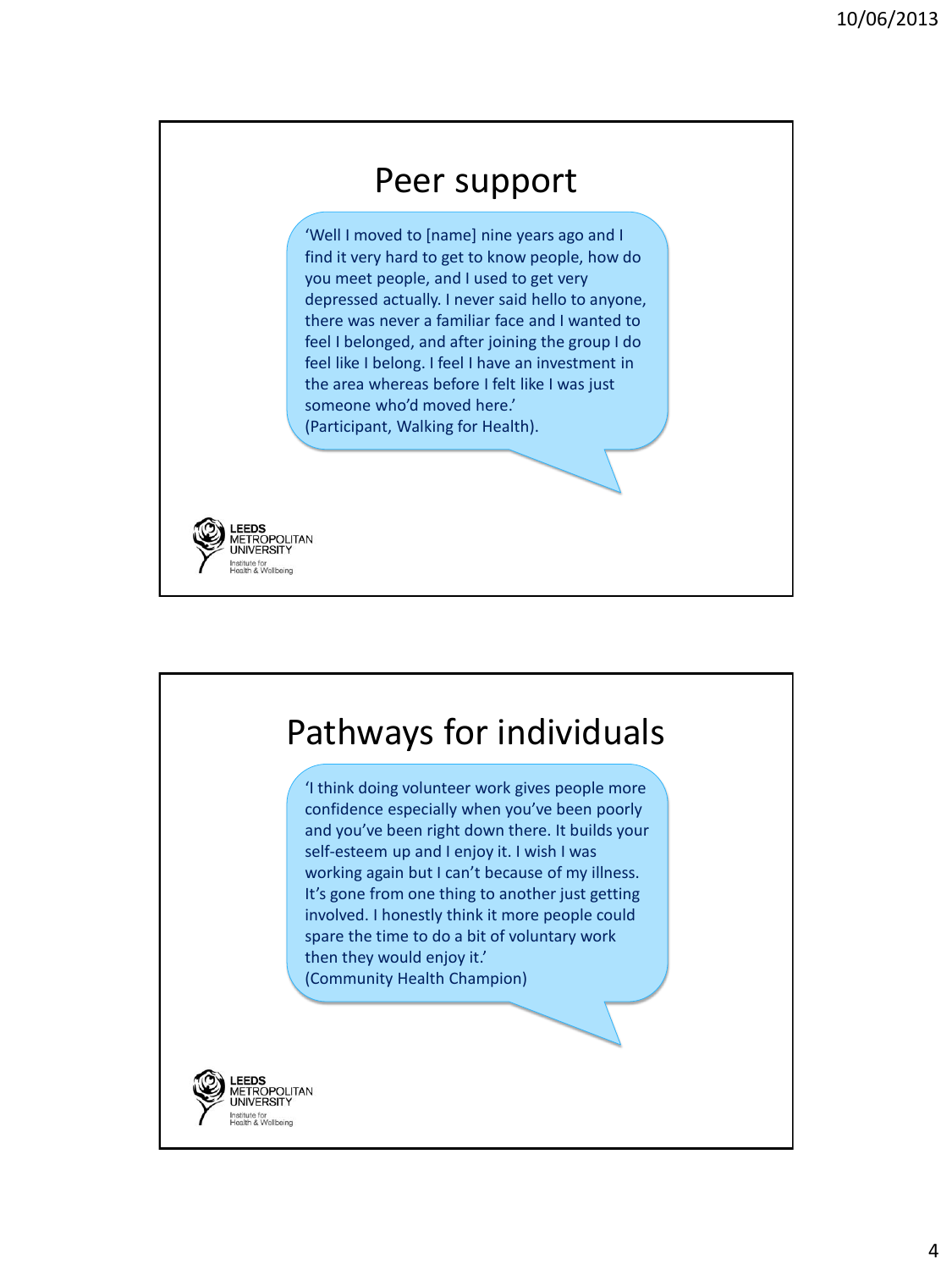## Peer support

'Well I moved to [name] nine years ago and I find it very hard to get to know people, how do you meet people, and I used to get very depressed actually. I never said hello to anyone, there was never a familiar face and I wanted to feel I belonged, and after joining the group I do feel like I belong. I feel I have an investment in the area whereas before I felt like I was just someone who'd moved here.'
(Participant, Walking for Health).

LEEDS METROPOLITAN UNIVERSITY
Institute for Health & Wellbeing

## Pathways for individuals

'I think doing volunteer work gives people more confidence especially when you've been poorly and you've been right down there. It builds your self-esteem up and I enjoy it. I wish I was working again but I can't because of my illness. It's gone from one thing to another just getting involved. I honestly think it more people could spare the time to do a bit of voluntary work then they would enjoy it.'
(Community Health Champion)

LEEDS METROPOLITAN UNIVERSITY
Institute for Health & Wellbeing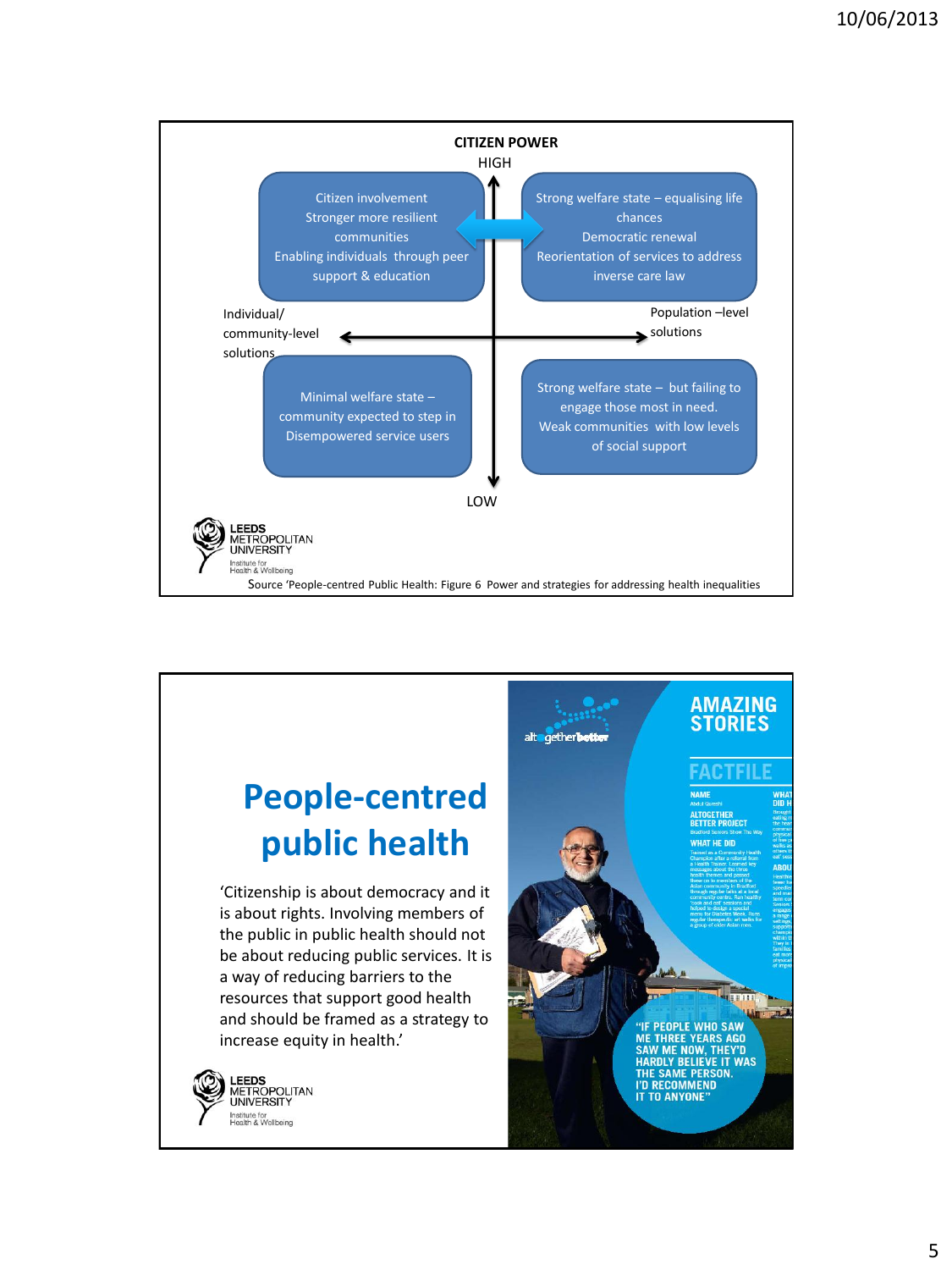**CITIZEN POWER**

HIGH

| | |
|---|---|
| Citizen involvement<br>Stronger more resilient communities<br>Enabling individuals through peer support & education | Strong welfare state – equalising life chances<br>Democratic renewal<br>Reorientation of services to address inverse care law |
| Minimal welfare state – community expected to step in<br>Disempowered service users | Strong welfare state – but failing to engage those most in need.<br>Weak communities with low levels of social support |

Individual/ community-level solutions ↔ Population –level solutions

LOW

LEEDS METROPOLITAN UNIVERSITY
Institute for Health & Wellbeing

Source 'People-centred Public Health: Figure 6 Power and strategies for addressing health inequalities

# People-centred public health

'Citizenship is about democracy and it is about rights. Involving members of the public in public health should not be about reducing public services. It is a way of reducing barriers to the resources that support good health and should be framed as a strategy to increase equity in health.'

LEEDS METROPOLITAN UNIVERSITY
Institute for Health & Wellbeing

altogetherbetter

AMAZING STORIES

FACTFILE

"IF PEOPLE WHO SAW ME THREE YEARS AGO SAW ME NOW, THEY'D HARDLY BELIEVE IT WAS THE SAME PERSON. I'D RECOMMEND IT TO ANYONE"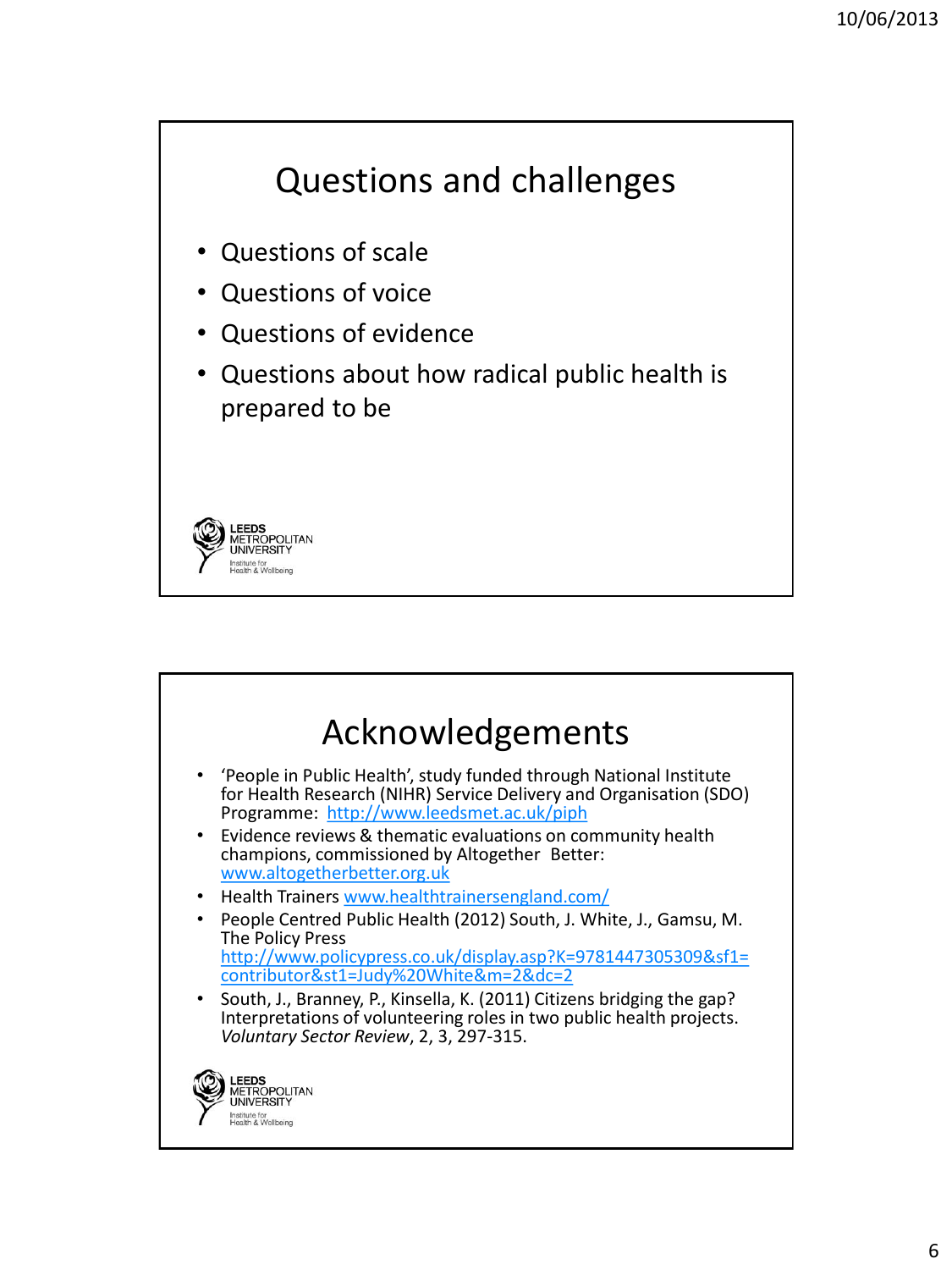## Questions and challenges

- Questions of scale
- Questions of voice
- Questions of evidence
- Questions about how radical public health is prepared to be

LEEDS METROPOLITAN UNIVERSITY
Institute for Health & Wellbeing

## Acknowledgements

- 'People in Public Health', study funded through National Institute for Health Research (NIHR) Service Delivery and Organisation (SDO) Programme: http://www.leedsmet.ac.uk/piph
- Evidence reviews & thematic evaluations on community health champions, commissioned by Altogether Better: www.altogetherbetter.org.uk
- Health Trainers www.healthtrainersengland.com/
- People Centred Public Health (2012) South, J. White, J., Gamsu, M. The Policy Press http://www.policypress.co.uk/display.asp?K=9781447305309&sf1=contributor&st1=Judy%20White&m=2&dc=2
- South, J., Branney, P., Kinsella, K. (2011) Citizens bridging the gap? Interpretations of volunteering roles in two public health projects. *Voluntary Sector Review*, 2, 3, 297-315.

LEEDS METROPOLITAN UNIVERSITY
Institute for Health & Wellbeing